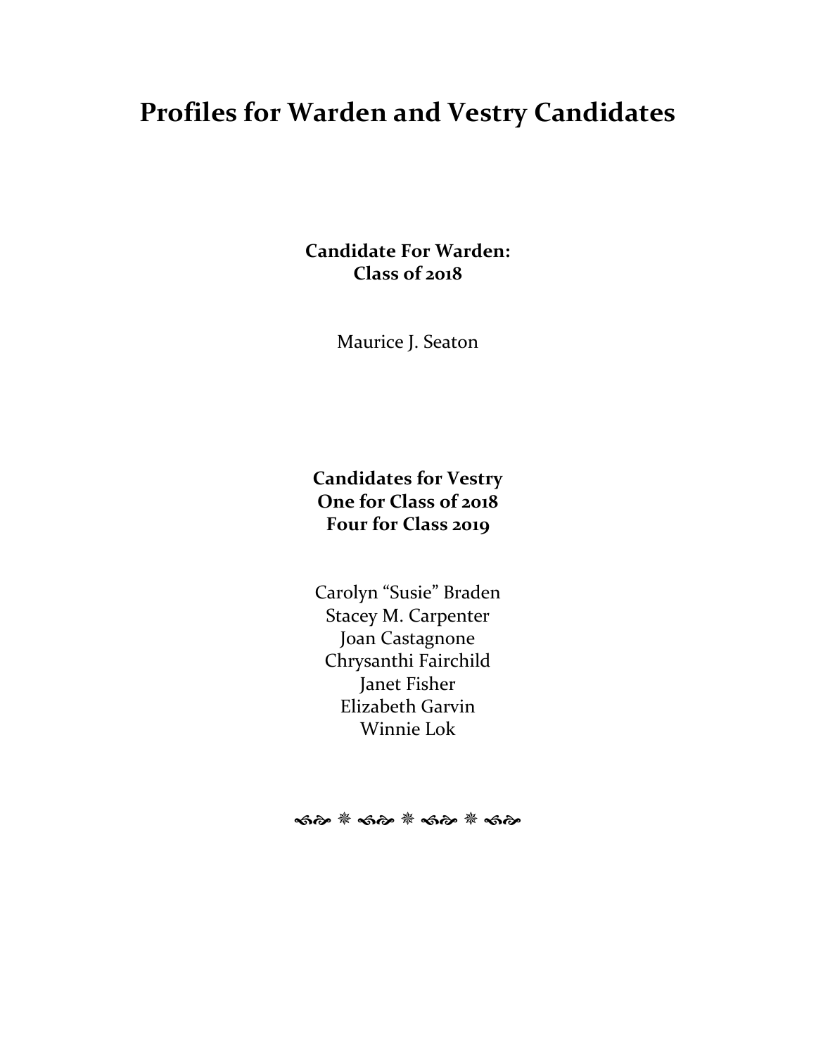# Profiles for Warden and Vestry Candidates

**Candidate For Warden:**
**Class of 2018**

Maurice J. Seaton

**Candidates for Vestry**
**One for Class of 2018**
**Four for Class 2019**

Carolyn “Susie” Braden
Stacey M. Carpenter
Joan Castagnone
Chrysanthi Fairchild
Janet Fisher
Elizabeth Garvin
Winnie Lok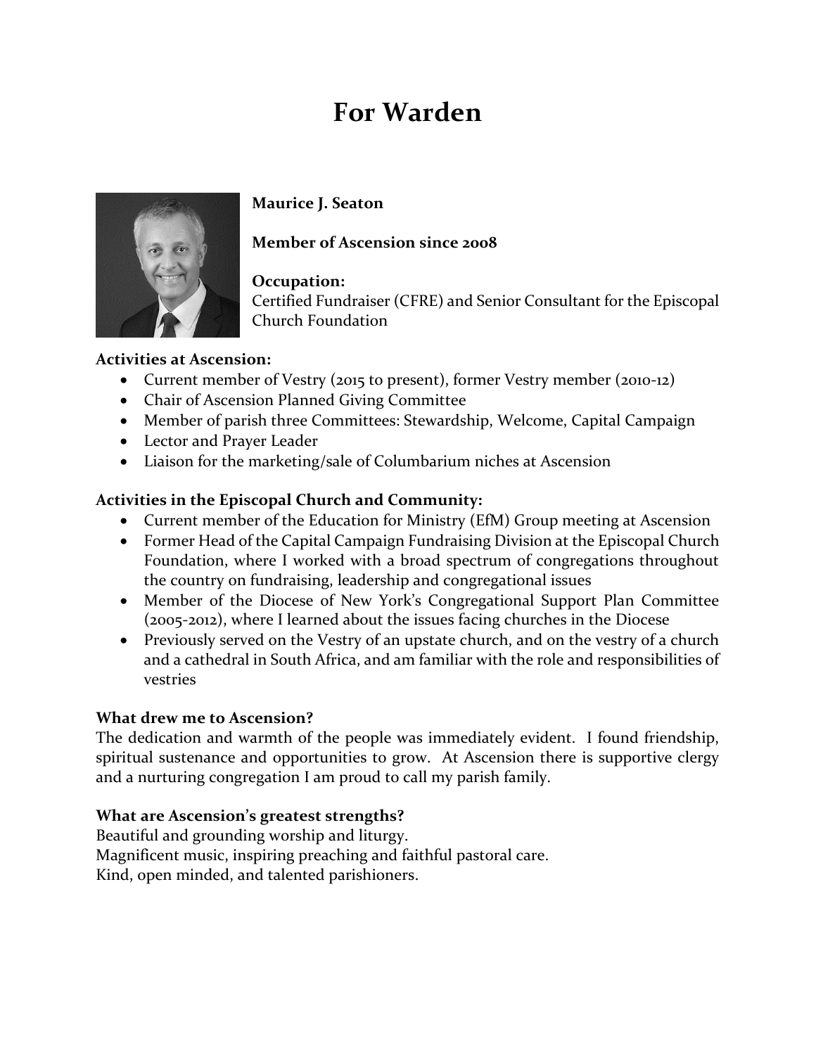# For Warden

**Maurice J. Seaton**

**Member of Ascension since 2008**

**Occupation:**
Certified Fundraiser (CFRE) and Senior Consultant for the Episcopal Church Foundation

**Activities at Ascension:**

- Current member of Vestry (2015 to present), former Vestry member (2010-12)
- Chair of Ascension Planned Giving Committee
- Member of parish three Committees: Stewardship, Welcome, Capital Campaign
- Lector and Prayer Leader
- Liaison for the marketing/sale of Columbarium niches at Ascension

**Activities in the Episcopal Church and Community:**

- Current member of the Education for Ministry (EfM) Group meeting at Ascension
- Former Head of the Capital Campaign Fundraising Division at the Episcopal Church Foundation, where I worked with a broad spectrum of congregations throughout the country on fundraising, leadership and congregational issues
- Member of the Diocese of New York's Congregational Support Plan Committee (2005-2012), where I learned about the issues facing churches in the Diocese
- Previously served on the Vestry of an upstate church, and on the vestry of a church and a cathedral in South Africa, and am familiar with the role and responsibilities of vestries

**What drew me to Ascension?**
The dedication and warmth of the people was immediately evident. I found friendship, spiritual sustenance and opportunities to grow. At Ascension there is supportive clergy and a nurturing congregation I am proud to call my parish family.

**What are Ascension's greatest strengths?**
Beautiful and grounding worship and liturgy.
Magnificent music, inspiring preaching and faithful pastoral care.
Kind, open minded, and talented parishioners.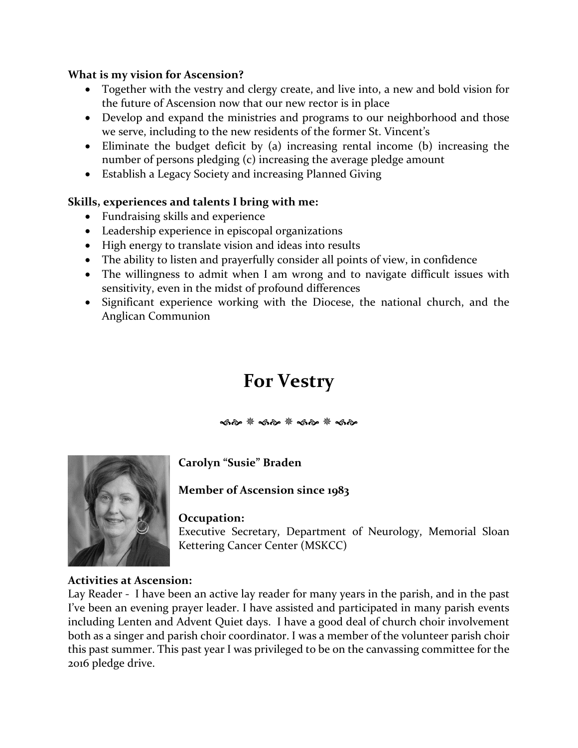**What is my vision for Ascension?**

- Together with the vestry and clergy create, and live into, a new and bold vision for the future of Ascension now that our new rector is in place
- Develop and expand the ministries and programs to our neighborhood and those we serve, including to the new residents of the former St. Vincent's
- Eliminate the budget deficit by (a) increasing rental income (b) increasing the number of persons pledging (c) increasing the average pledge amount
- Establish a Legacy Society and increasing Planned Giving

**Skills, experiences and talents I bring with me:**

- Fundraising skills and experience
- Leadership experience in episcopal organizations
- High energy to translate vision and ideas into results
- The ability to listen and prayerfully consider all points of view, in confidence
- The willingness to admit when I am wrong and to navigate difficult issues with sensitivity, even in the midst of profound differences
- Significant experience working with the Diocese, the national church, and the Anglican Communion

# For Vestry

**Carolyn "Susie" Braden**

**Member of Ascension since 1983**

**Occupation:**
Executive Secretary, Department of Neurology, Memorial Sloan Kettering Cancer Center (MSKCC)

**Activities at Ascension:**
Lay Reader - I have been an active lay reader for many years in the parish, and in the past I've been an evening prayer leader. I have assisted and participated in many parish events including Lenten and Advent Quiet days. I have a good deal of church choir involvement both as a singer and parish choir coordinator. I was a member of the volunteer parish choir this past summer. This past year I was privileged to be on the canvassing committee for the 2016 pledge drive.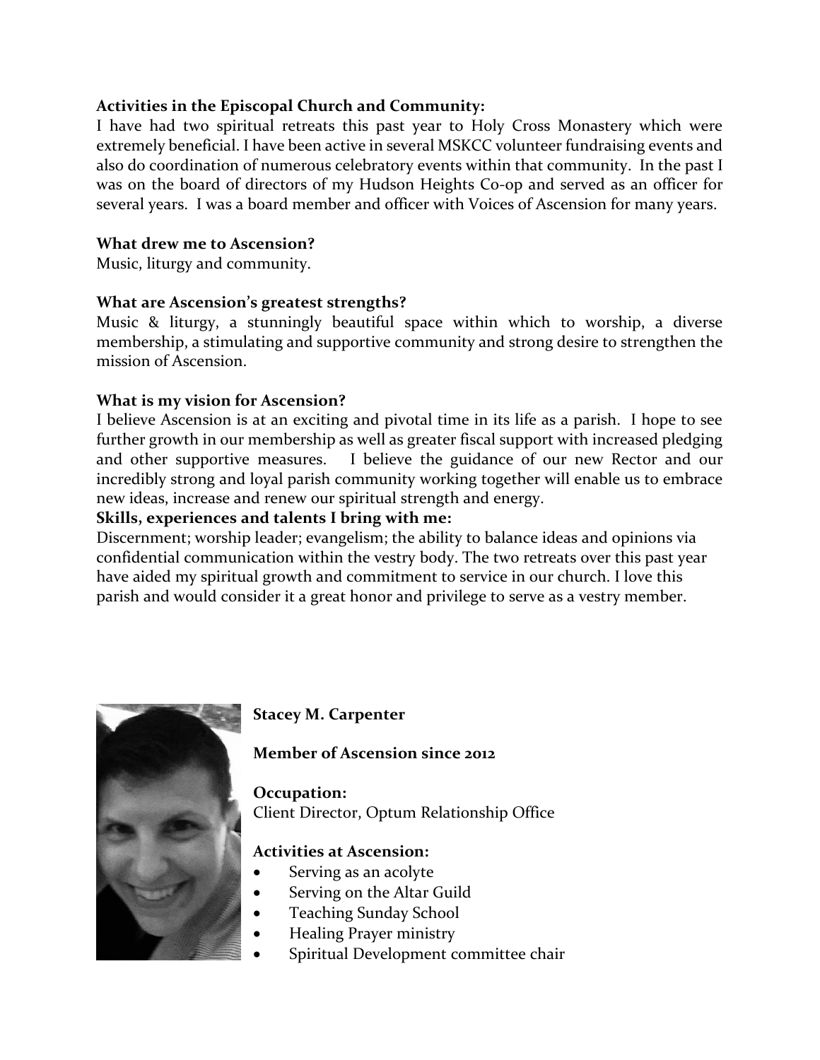**Activities in the Episcopal Church and Community:**
I have had two spiritual retreats this past year to Holy Cross Monastery which were extremely beneficial. I have been active in several MSKCC volunteer fundraising events and also do coordination of numerous celebratory events within that community. In the past I was on the board of directors of my Hudson Heights Co-op and served as an officer for several years. I was a board member and officer with Voices of Ascension for many years.

**What drew me to Ascension?**
Music, liturgy and community.

**What are Ascension's greatest strengths?**
Music & liturgy, a stunningly beautiful space within which to worship, a diverse membership, a stimulating and supportive community and strong desire to strengthen the mission of Ascension.

**What is my vision for Ascension?**
I believe Ascension is at an exciting and pivotal time in its life as a parish. I hope to see further growth in our membership as well as greater fiscal support with increased pledging and other supportive measures. I believe the guidance of our new Rector and our incredibly strong and loyal parish community working together will enable us to embrace new ideas, increase and renew our spiritual strength and energy.

**Skills, experiences and talents I bring with me:**
Discernment; worship leader; evangelism; the ability to balance ideas and opinions via confidential communication within the vestry body. The two retreats over this past year have aided my spiritual growth and commitment to service in our church. I love this parish and would consider it a great honor and privilege to serve as a vestry member.

**Stacey M. Carpenter**

**Member of Ascension since 2012**

**Occupation:**
Client Director, Optum Relationship Office

**Activities at Ascension:**

- Serving as an acolyte
- Serving on the Altar Guild
- Teaching Sunday School
- Healing Prayer ministry
- Spiritual Development committee chair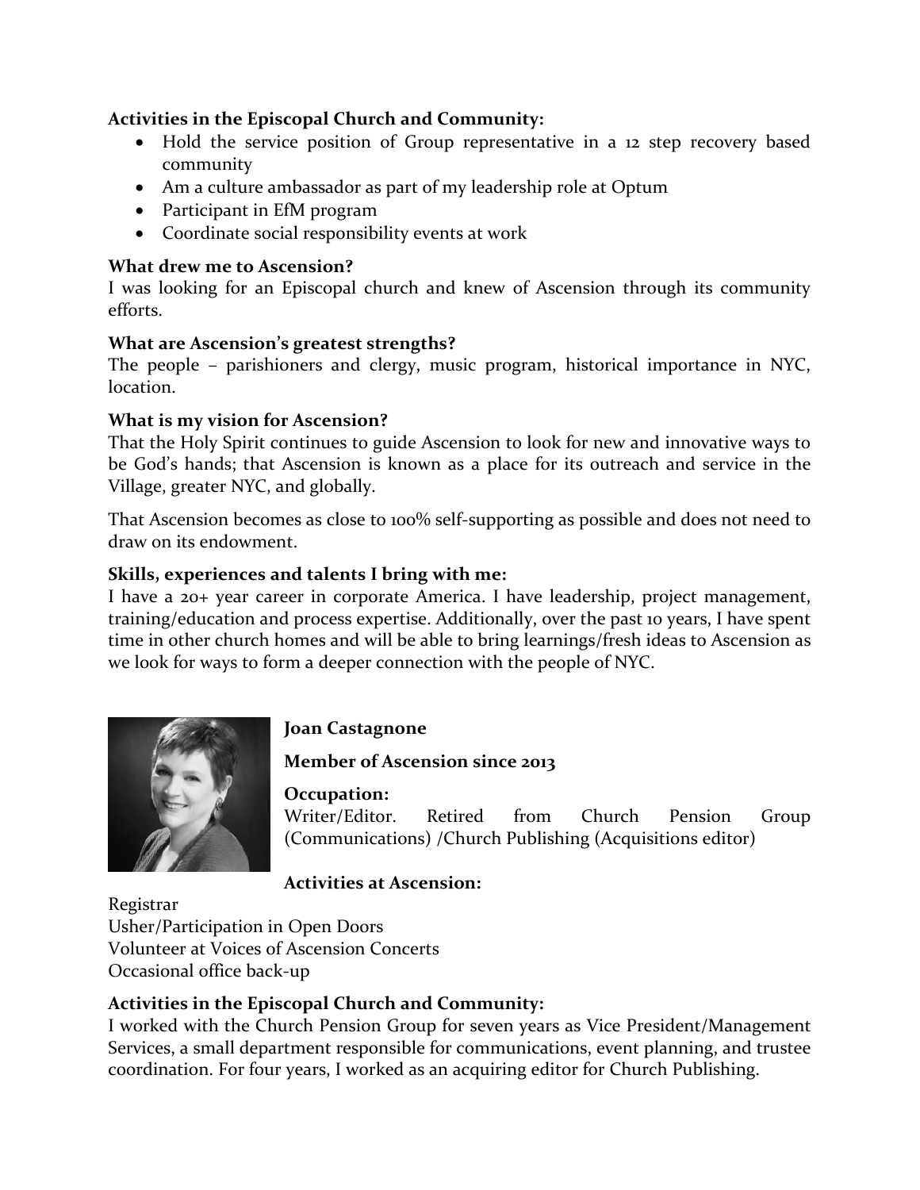**Activities in the Episcopal Church and Community:**

- Hold the service position of Group representative in a 12 step recovery based community
- Am a culture ambassador as part of my leadership role at Optum
- Participant in EfM program
- Coordinate social responsibility events at work

**What drew me to Ascension?**

I was looking for an Episcopal church and knew of Ascension through its community efforts.

**What are Ascension's greatest strengths?**

The people – parishioners and clergy, music program, historical importance in NYC, location.

**What is my vision for Ascension?**

That the Holy Spirit continues to guide Ascension to look for new and innovative ways to be God's hands; that Ascension is known as a place for its outreach and service in the Village, greater NYC, and globally.

That Ascension becomes as close to 100% self-supporting as possible and does not need to draw on its endowment.

**Skills, experiences and talents I bring with me:**

I have a 20+ year career in corporate America. I have leadership, project management, training/education and process expertise. Additionally, over the past 10 years, I have spent time in other church homes and will be able to bring learnings/fresh ideas to Ascension as we look for ways to form a deeper connection with the people of NYC.

**Joan Castagnone**

**Member of Ascension since 2013**

**Occupation:**

Writer/Editor. Retired from Church Pension Group (Communications) /Church Publishing (Acquisitions editor)

**Activities at Ascension:**

Registrar
Usher/Participation in Open Doors
Volunteer at Voices of Ascension Concerts
Occasional office back-up

**Activities in the Episcopal Church and Community:**

I worked with the Church Pension Group for seven years as Vice President/Management Services, a small department responsible for communications, event planning, and trustee coordination. For four years, I worked as an acquiring editor for Church Publishing.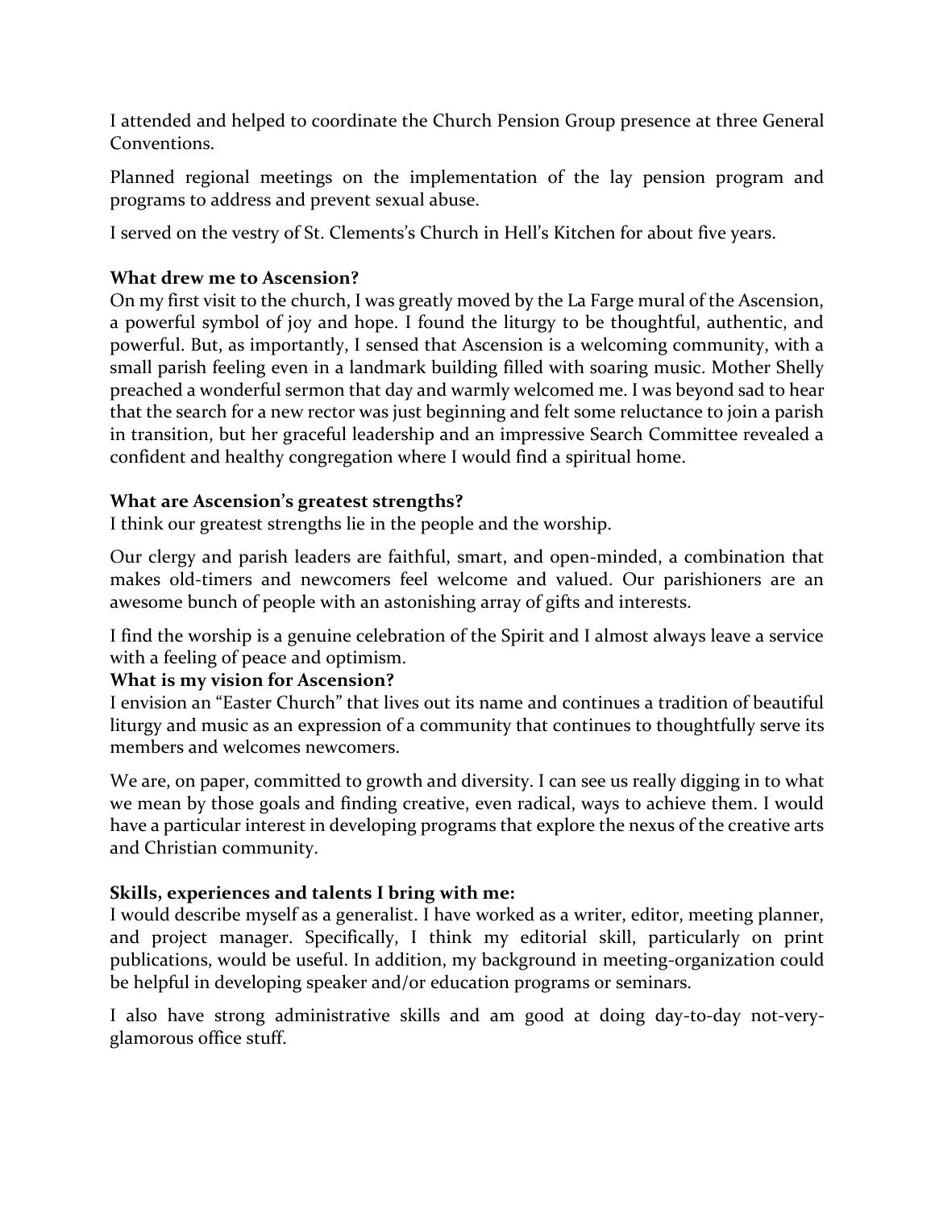I attended and helped to coordinate the Church Pension Group presence at three General Conventions.

Planned regional meetings on the implementation of the lay pension program and programs to address and prevent sexual abuse.

I served on the vestry of St. Clements's Church in Hell's Kitchen for about five years.

**What drew me to Ascension?**

On my first visit to the church, I was greatly moved by the La Farge mural of the Ascension, a powerful symbol of joy and hope. I found the liturgy to be thoughtful, authentic, and powerful. But, as importantly, I sensed that Ascension is a welcoming community, with a small parish feeling even in a landmark building filled with soaring music. Mother Shelly preached a wonderful sermon that day and warmly welcomed me. I was beyond sad to hear that the search for a new rector was just beginning and felt some reluctance to join a parish in transition, but her graceful leadership and an impressive Search Committee revealed a confident and healthy congregation where I would find a spiritual home.

**What are Ascension's greatest strengths?**

I think our greatest strengths lie in the people and the worship.

Our clergy and parish leaders are faithful, smart, and open-minded, a combination that makes old-timers and newcomers feel welcome and valued. Our parishioners are an awesome bunch of people with an astonishing array of gifts and interests.

I find the worship is a genuine celebration of the Spirit and I almost always leave a service with a feeling of peace and optimism.

**What is my vision for Ascension?**

I envision an "Easter Church" that lives out its name and continues a tradition of beautiful liturgy and music as an expression of a community that continues to thoughtfully serve its members and welcomes newcomers.

We are, on paper, committed to growth and diversity. I can see us really digging in to what we mean by those goals and finding creative, even radical, ways to achieve them. I would have a particular interest in developing programs that explore the nexus of the creative arts and Christian community.

**Skills, experiences and talents I bring with me:**

I would describe myself as a generalist. I have worked as a writer, editor, meeting planner, and project manager. Specifically, I think my editorial skill, particularly on print publications, would be useful. In addition, my background in meeting-organization could be helpful in developing speaker and/or education programs or seminars.

I also have strong administrative skills and am good at doing day-to-day not-very-glamorous office stuff.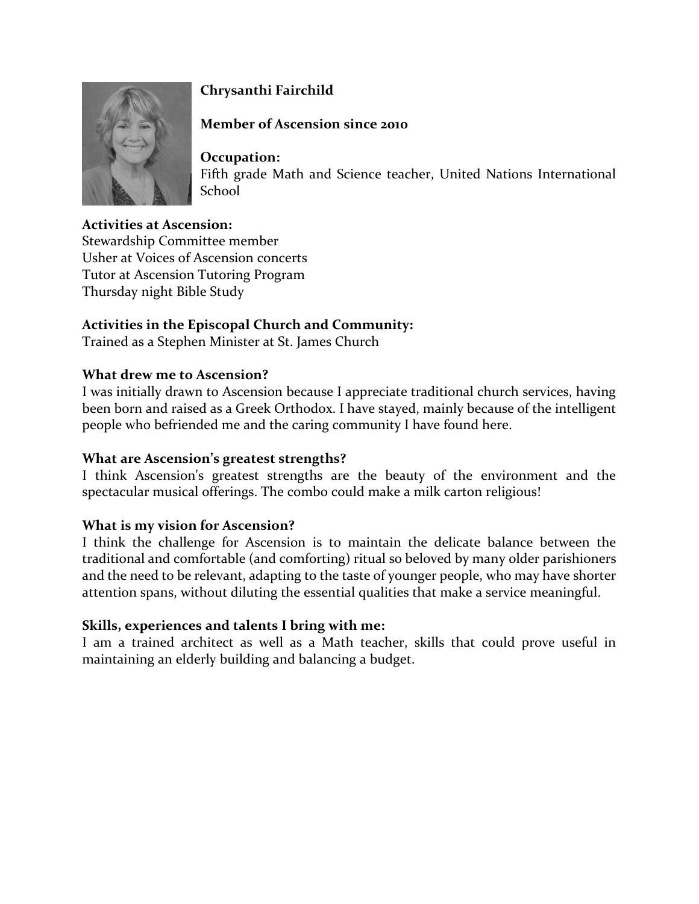**Chrysanthi Fairchild**

**Member of Ascension since 2010**

**Occupation:**
Fifth grade Math and Science teacher, United Nations International School

**Activities at Ascension:**
Stewardship Committee member
Usher at Voices of Ascension concerts
Tutor at Ascension Tutoring Program
Thursday night Bible Study

**Activities in the Episcopal Church and Community:**
Trained as a Stephen Minister at St. James Church

**What drew me to Ascension?**
I was initially drawn to Ascension because I appreciate traditional church services, having been born and raised as a Greek Orthodox. I have stayed, mainly because of the intelligent people who befriended me and the caring community I have found here.

**What are Ascension's greatest strengths?**
I think Ascension's greatest strengths are the beauty of the environment and the spectacular musical offerings. The combo could make a milk carton religious!

**What is my vision for Ascension?**
I think the challenge for Ascension is to maintain the delicate balance between the traditional and comfortable (and comforting) ritual so beloved by many older parishioners and the need to be relevant, adapting to the taste of younger people, who may have shorter attention spans, without diluting the essential qualities that make a service meaningful.

**Skills, experiences and talents I bring with me:**
I am a trained architect as well as a Math teacher, skills that could prove useful in maintaining an elderly building and balancing a budget.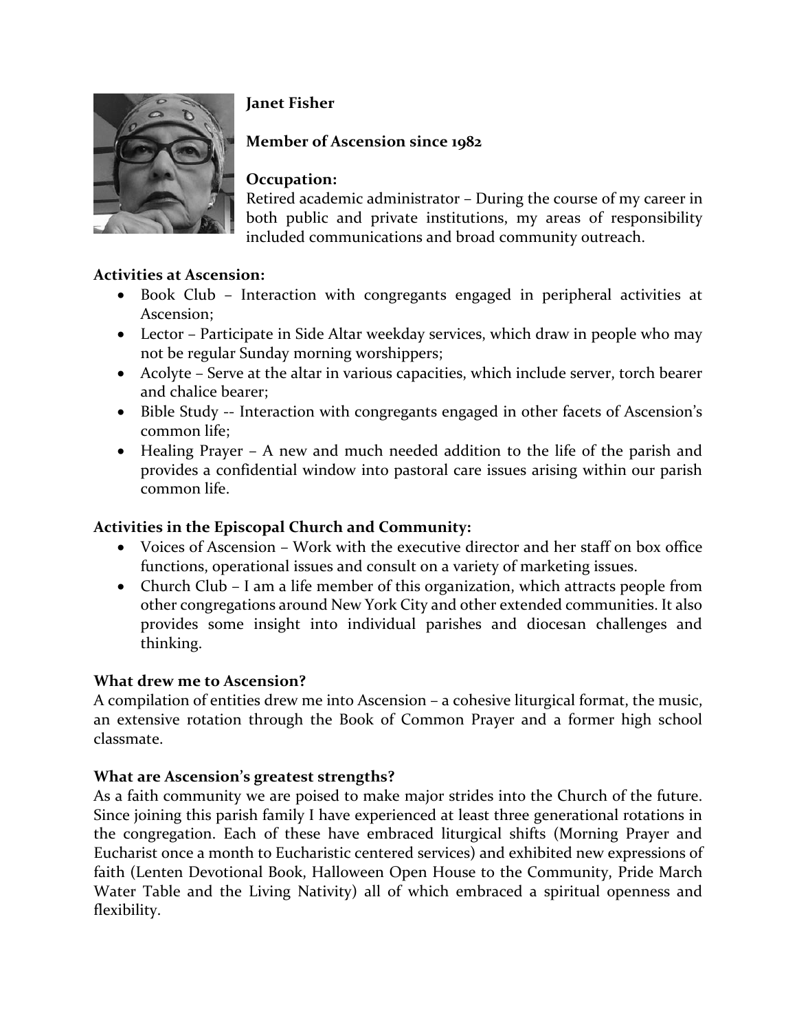**Janet Fisher**

**Member of Ascension since 1982**

**Occupation:**
Retired academic administrator – During the course of my career in both public and private institutions, my areas of responsibility included communications and broad community outreach.

**Activities at Ascension:**

- Book Club – Interaction with congregants engaged in peripheral activities at Ascension;
- Lector – Participate in Side Altar weekday services, which draw in people who may not be regular Sunday morning worshippers;
- Acolyte – Serve at the altar in various capacities, which include server, torch bearer and chalice bearer;
- Bible Study -- Interaction with congregants engaged in other facets of Ascension's common life;
- Healing Prayer – A new and much needed addition to the life of the parish and provides a confidential window into pastoral care issues arising within our parish common life.

**Activities in the Episcopal Church and Community:**

- Voices of Ascension – Work with the executive director and her staff on box office functions, operational issues and consult on a variety of marketing issues.
- Church Club – I am a life member of this organization, which attracts people from other congregations around New York City and other extended communities. It also provides some insight into individual parishes and diocesan challenges and thinking.

**What drew me to Ascension?**
A compilation of entities drew me into Ascension – a cohesive liturgical format, the music, an extensive rotation through the Book of Common Prayer and a former high school classmate.

**What are Ascension's greatest strengths?**
As a faith community we are poised to make major strides into the Church of the future. Since joining this parish family I have experienced at least three generational rotations in the congregation. Each of these have embraced liturgical shifts (Morning Prayer and Eucharist once a month to Eucharistic centered services) and exhibited new expressions of faith (Lenten Devotional Book, Halloween Open House to the Community, Pride March Water Table and the Living Nativity) all of which embraced a spiritual openness and flexibility.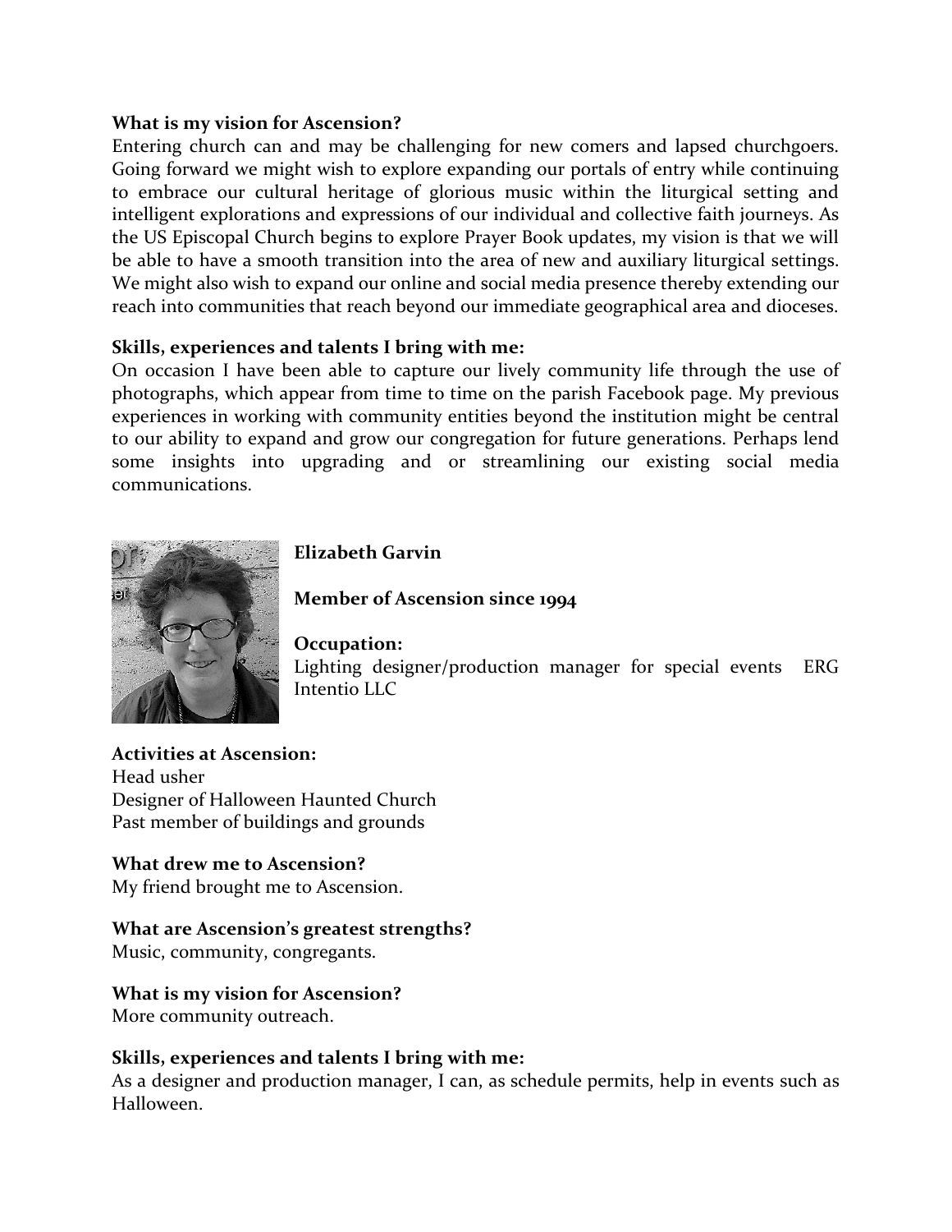**What is my vision for Ascension?**

Entering church can and may be challenging for new comers and lapsed churchgoers. Going forward we might wish to explore expanding our portals of entry while continuing to embrace our cultural heritage of glorious music within the liturgical setting and intelligent explorations and expressions of our individual and collective faith journeys. As the US Episcopal Church begins to explore Prayer Book updates, my vision is that we will be able to have a smooth transition into the area of new and auxiliary liturgical settings. We might also wish to expand our online and social media presence thereby extending our reach into communities that reach beyond our immediate geographical area and dioceses.

**Skills, experiences and talents I bring with me:**

On occasion I have been able to capture our lively community life through the use of photographs, which appear from time to time on the parish Facebook page. My previous experiences in working with community entities beyond the institution might be central to our ability to expand and grow our congregation for future generations. Perhaps lend some insights into upgrading and or streamlining our existing social media communications.

**Elizabeth Garvin**

**Member of Ascension since 1994**

**Occupation:**
Lighting designer/production manager for special events ERG Intentio LLC

**Activities at Ascension:**
Head usher
Designer of Halloween Haunted Church
Past member of buildings and grounds

**What drew me to Ascension?**
My friend brought me to Ascension.

**What are Ascension's greatest strengths?**
Music, community, congregants.

**What is my vision for Ascension?**
More community outreach.

**Skills, experiences and talents I bring with me:**
As a designer and production manager, I can, as schedule permits, help in events such as Halloween.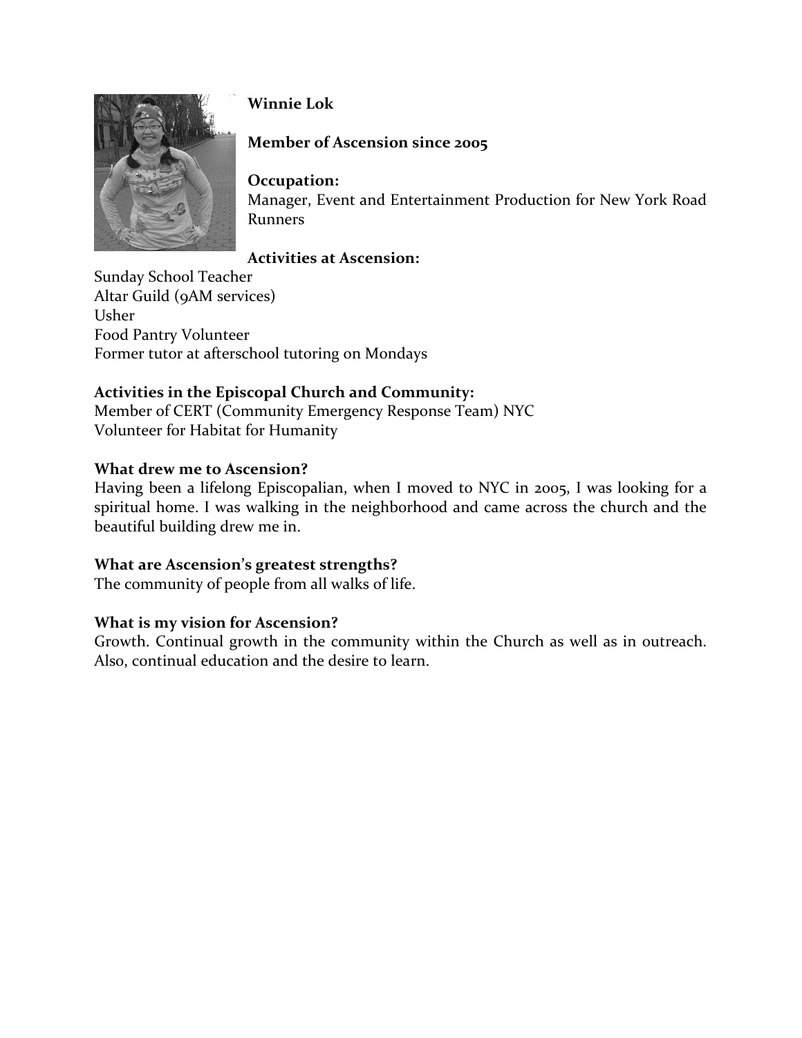**Winnie Lok**

**Member of Ascension since 2005**

**Occupation:**
Manager, Event and Entertainment Production for New York Road Runners

**Activities at Ascension:**
Sunday School Teacher
Altar Guild (9AM services)
Usher
Food Pantry Volunteer
Former tutor at afterschool tutoring on Mondays

**Activities in the Episcopal Church and Community:**
Member of CERT (Community Emergency Response Team) NYC
Volunteer for Habitat for Humanity

**What drew me to Ascension?**
Having been a lifelong Episcopalian, when I moved to NYC in 2005, I was looking for a spiritual home. I was walking in the neighborhood and came across the church and the beautiful building drew me in.

**What are Ascension's greatest strengths?**
The community of people from all walks of life.

**What is my vision for Ascension?**
Growth. Continual growth in the community within the Church as well as in outreach. Also, continual education and the desire to learn.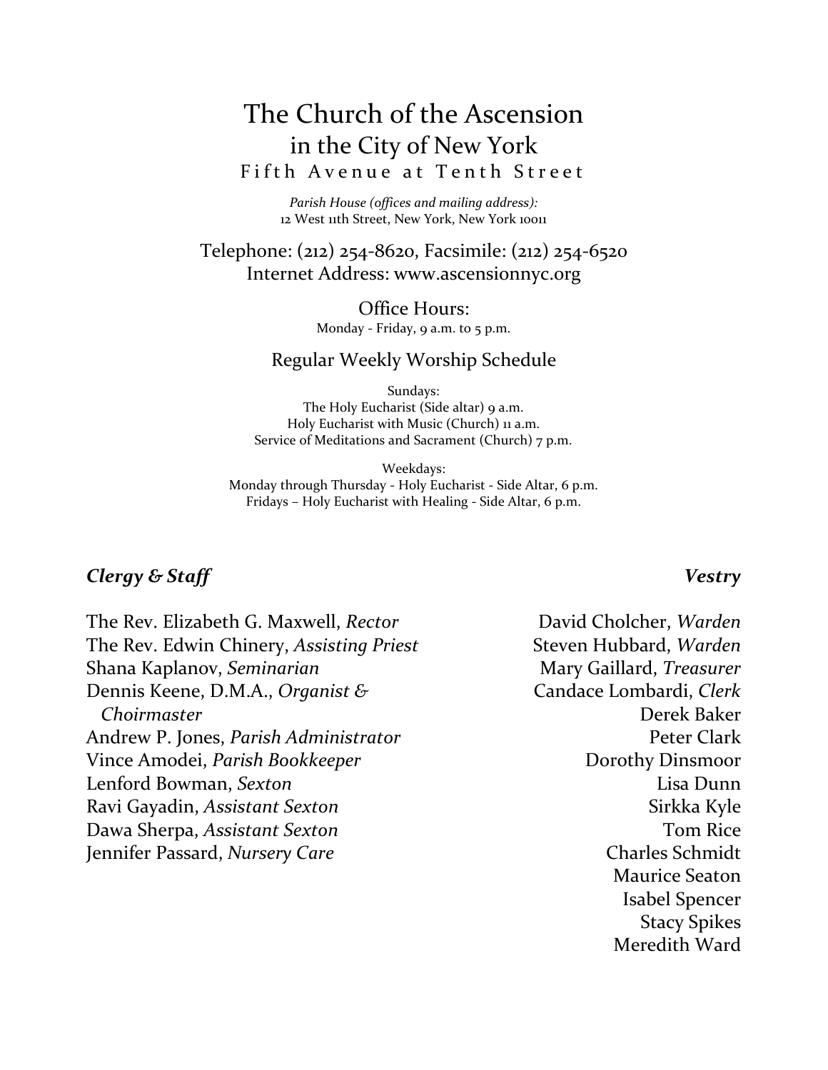# The Church of the Ascension
## in the City of New York
Fifth Avenue at Tenth Street

*Parish House (offices and mailing address):*
12 West 11th Street, New York, New York 10011

Telephone: (212) 254-8620, Facsimile: (212) 254-6520
Internet Address: www.ascensionnyc.org

Office Hours:
Monday - Friday, 9 a.m. to 5 p.m.

### Regular Weekly Worship Schedule

Sundays:
The Holy Eucharist (Side altar) 9 a.m.
Holy Eucharist with Music (Church) 11 a.m.
Service of Meditations and Sacrament (Church) 7 p.m.

Weekdays:
Monday through Thursday - Holy Eucharist - Side Altar, 6 p.m.
Fridays – Holy Eucharist with Healing - Side Altar, 6 p.m.

### *Clergy & Staff*

The Rev. Elizabeth G. Maxwell, *Rector*
The Rev. Edwin Chinery, *Assisting Priest*
Shana Kaplanov, *Seminarian*
Dennis Keene, D.M.A., *Organist & Choirmaster*
Andrew P. Jones, *Parish Administrator*
Vince Amodei, *Parish Bookkeeper*
Lenford Bowman, *Sexton*
Ravi Gayadin, *Assistant Sexton*
Dawa Sherpa, *Assistant Sexton*
Jennifer Passard, *Nursery Care*

### *Vestry*

David Cholcher, *Warden*
Steven Hubbard, *Warden*
Mary Gaillard, *Treasurer*
Candace Lombardi, *Clerk*
Derek Baker
Peter Clark
Dorothy Dinsmoor
Lisa Dunn
Sirkka Kyle
Tom Rice
Charles Schmidt
Maurice Seaton
Isabel Spencer
Stacy Spikes
Meredith Ward